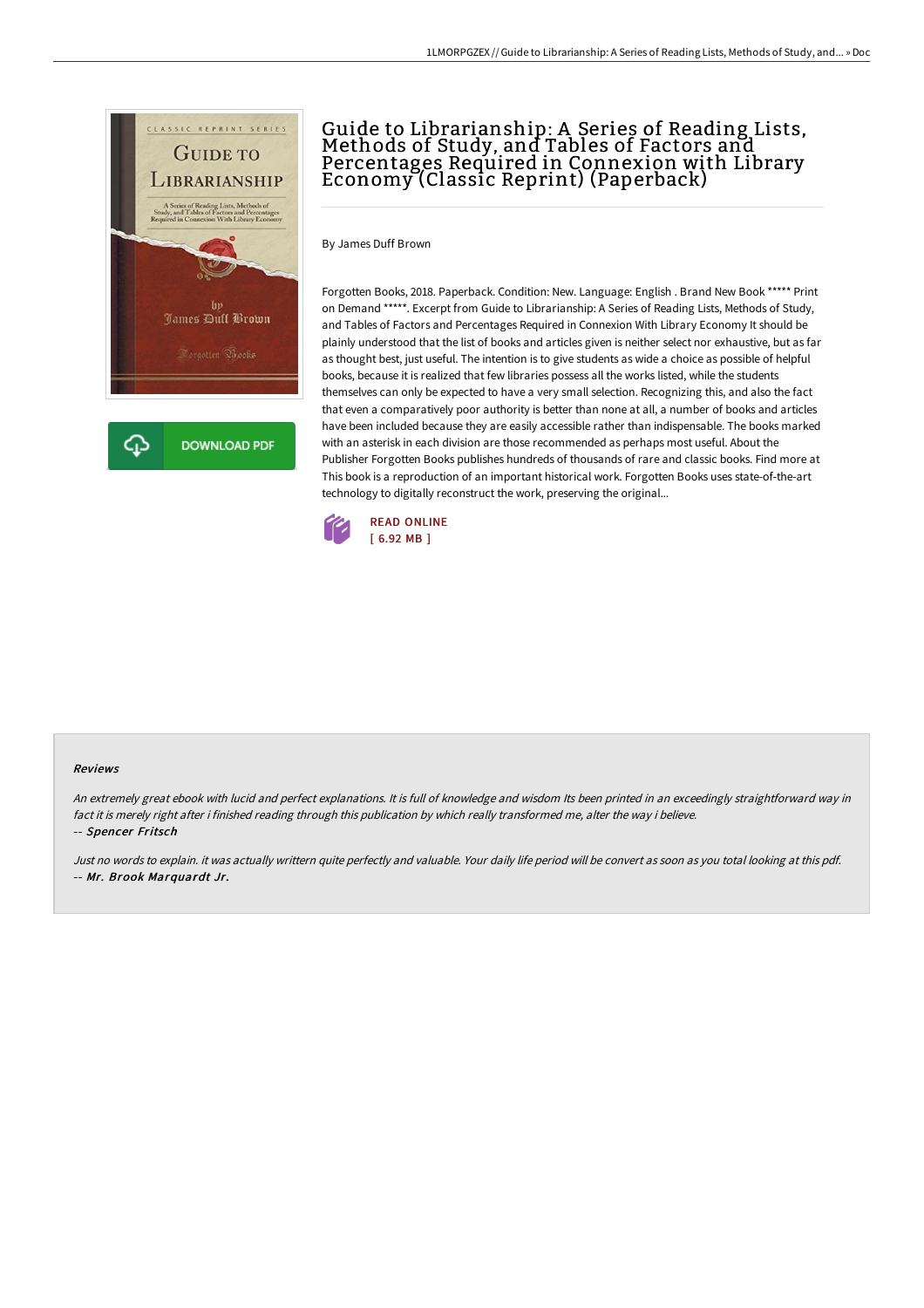# Guide to Librarianship: A Series of Reading Lists, Methods of Study, and Tables of Factors and Percentages Required in Connexion with Library Economy (Classic Reprint) (Paperback)

DOWNLOAD PDF

By James Duff Brown

Forgotten Books, 2018. Paperback. Condition: New. Language: English . Brand New Book ***** Print on Demand *****. Excerpt from Guide to Librarianship: A Series of Reading Lists, Methods of Study, and Tables of Factors and Percentages Required in Connexion With Library Economy It should be plainly understood that the list of books and articles given is neither select nor exhaustive, but as far as thought best, just useful. The intention is to give students as wide a choice as possible of helpful books, because it is realized that few libraries possess all the works listed, while the students themselves can only be expected to have a very small selection. Recognizing this, and also the fact that even a comparatively poor authority is better than none at all, a number of books and articles have been included because they are easily accessible rather than indispensable. The books marked with an asterisk in each division are those recommended as perhaps most useful. About the Publisher Forgotten Books publishes hundreds of thousands of rare and classic books. Find more at This book is a reproduction of an important historical work. Forgotten Books uses state-of-the-art technology to digitally reconstruct the work, preserving the original...

READ ONLINE
[ 6.92 MB ]

#### Reviews

*An extremely great ebook with lucid and perfect explanations. It is full of knowledge and wisdom Its been printed in an exceedingly straightforward way in fact it is merely right after i finished reading through this publication by which really transformed me, alter the way i believe.*
-- *Spencer Fritsch*

*Just no words to explain. it was actually writtern quite perfectly and valuable. Your daily life period will be convert as soon as you total looking at this pdf.*
-- *Mr. Brook Marquardt Jr.*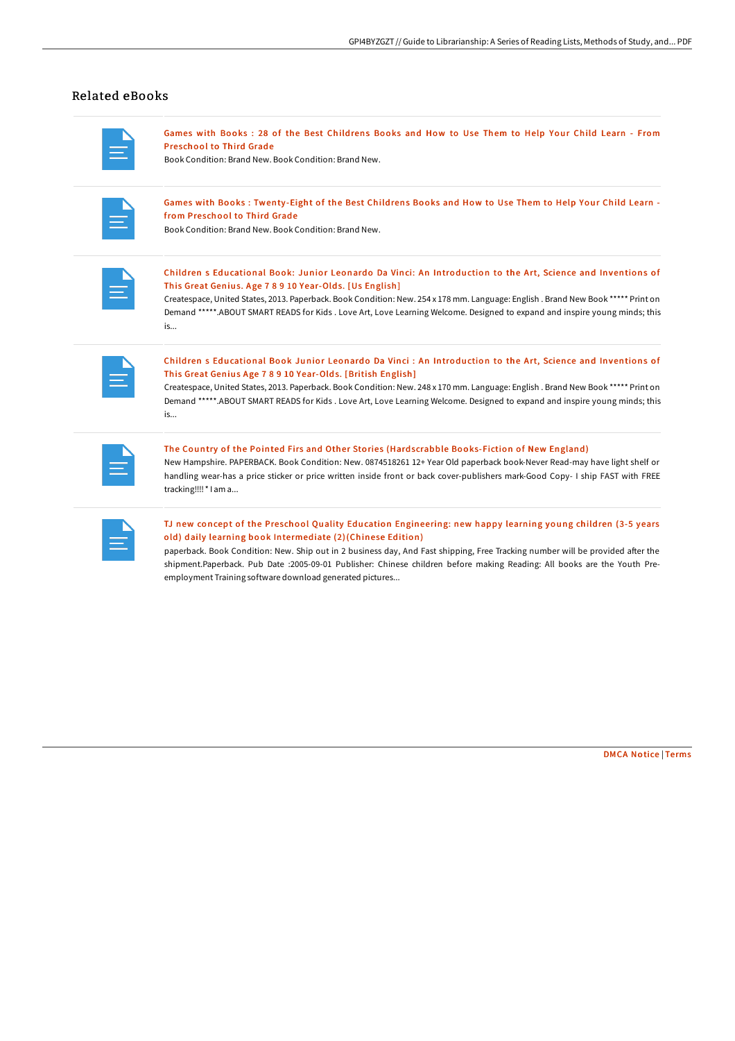## Related eBooks

**Games with Books : 28 of the Best Childrens Books and How to Use Them to Help Your Child Learn - From Preschool to Third Grade**

Book Condition: Brand New. Book Condition: Brand New.

**Games with Books : Twenty-Eight of the Best Childrens Books and How to Use Them to Help Your Child Learn - from Preschool to Third Grade**

Book Condition: Brand New. Book Condition: Brand New.

**Children s Educational Book: Junior Leonardo Da Vinci: An Introduction to the Art, Science and Inventions of This Great Genius. Age 7 8 9 10 Year-Olds. [Us English]**

Createspace, United States, 2013. Paperback. Book Condition: New. 254 x 178 mm. Language: English . Brand New Book ***** Print on Demand *****.ABOUT SMART READS for Kids . Love Art, Love Learning Welcome. Designed to expand and inspire young minds; this is...

**Children s Educational Book Junior Leonardo Da Vinci : An Introduction to the Art, Science and Inventions of This Great Genius Age 7 8 9 10 Year-Olds. [British English]**

Createspace, United States, 2013. Paperback. Book Condition: New. 248 x 170 mm. Language: English . Brand New Book ***** Print on Demand *****.ABOUT SMART READS for Kids . Love Art, Love Learning Welcome. Designed to expand and inspire young minds; this is...

**The Country of the Pointed Firs and Other Stories (Hardscrabble Books-Fiction of New England)**

New Hampshire. PAPERBACK. Book Condition: New. 0874518261 12+ Year Old paperback book-Never Read-may have light shelf or handling wear-has a price sticker or price written inside front or back cover-publishers mark-Good Copy- I ship FAST with FREE tracking!!!! * I am a...

**TJ new concept of the Preschool Quality Education Engineering: new happy learning young children (3-5 years old) daily learning book Intermediate (2)(Chinese Edition)**

paperback. Book Condition: New. Ship out in 2 business day, And Fast shipping, Free Tracking number will be provided after the shipment.Paperback. Pub Date :2005-09-01 Publisher: Chinese children before making Reading: All books are the Youth Pre-employment Training software download generated pictures...

DMCA Notice | Terms